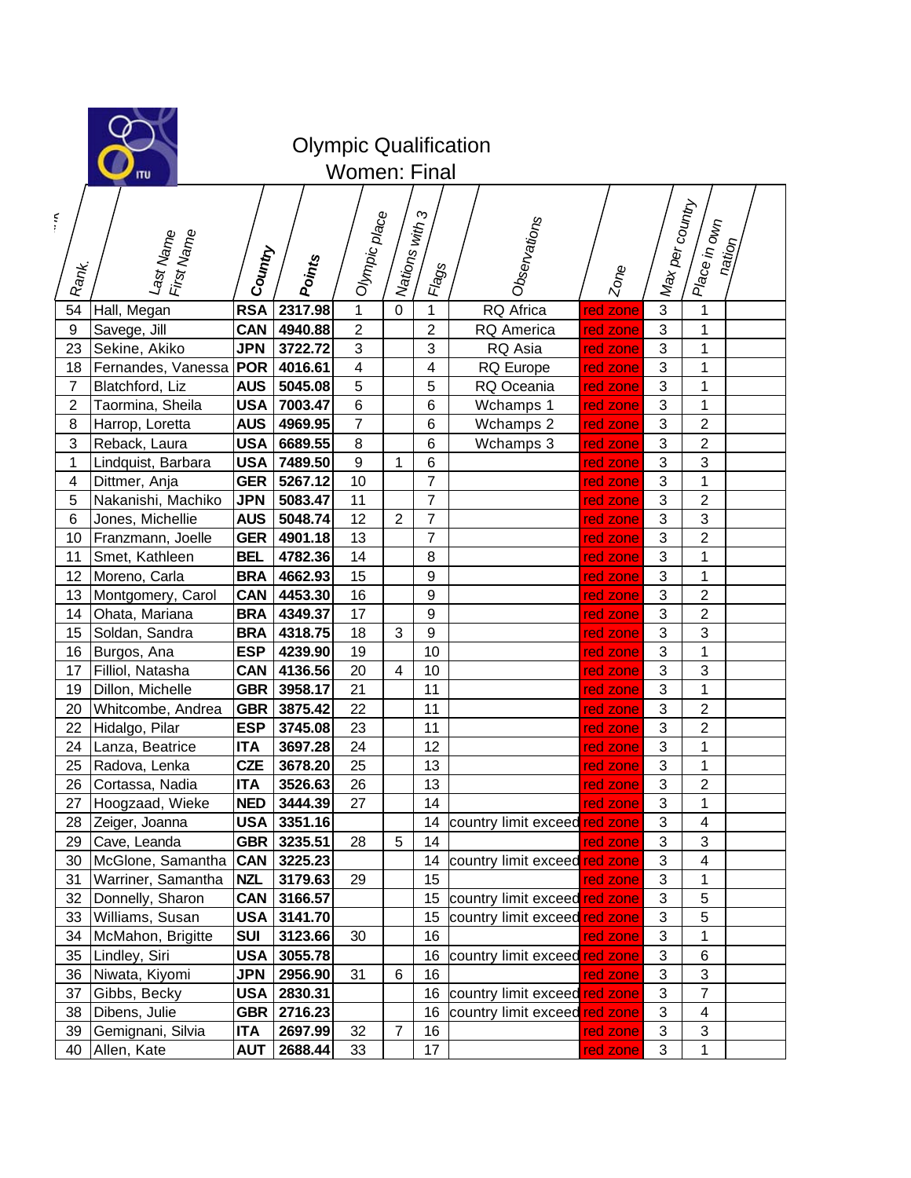# Olympic Qualification

## Women: Final

| Rank. | Last Name First Name | Country | Points | Olympic place | Nations with 3 | Flags | Observations | Zone | Max per country | Place in own nation | |
|---|---|---|---|---|---|---|---|---|---|---|---|
| 54 | Hall, Megan | RSA | 2317.98 | 1 | 0 | 1 | RQ Africa | red zone | 3 | 1 | |
| 9 | Savege, Jill | CAN | 4940.88 | 2 | | 2 | RQ America | red zone | 3 | 1 | |
| 23 | Sekine, Akiko | JPN | 3722.72 | 3 | | 3 | RQ Asia | red zone | 3 | 1 | |
| 18 | Fernandes, Vanessa | POR | 4016.61 | 4 | | 4 | RQ Europe | red zone | 3 | 1 | |
| 7 | Blatchford, Liz | AUS | 5045.08 | 5 | | 5 | RQ Oceania | red zone | 3 | 1 | |
| 2 | Taormina, Sheila | USA | 7003.47 | 6 | | 6 | Wchamps 1 | red zone | 3 | 1 | |
| 8 | Harrop, Loretta | AUS | 4969.95 | 7 | | 6 | Wchamps 2 | red zone | 3 | 2 | |
| 3 | Reback, Laura | USA | 6689.55 | 8 | | 6 | Wchamps 3 | red zone | 3 | 2 | |
| 1 | Lindquist, Barbara | USA | 7489.50 | 9 | 1 | 6 | | red zone | 3 | 3 | |
| 4 | Dittmer, Anja | GER | 5267.12 | 10 | | 7 | | red zone | 3 | 1 | |
| 5 | Nakanishi, Machiko | JPN | 5083.47 | 11 | | 7 | | red zone | 3 | 2 | |
| 6 | Jones, Michellie | AUS | 5048.74 | 12 | 2 | 7 | | red zone | 3 | 3 | |
| 10 | Franzmann, Joelle | GER | 4901.18 | 13 | | 7 | | red zone | 3 | 2 | |
| 11 | Smet, Kathleen | BEL | 4782.36 | 14 | | 8 | | red zone | 3 | 1 | |
| 12 | Moreno, Carla | BRA | 4662.93 | 15 | | 9 | | red zone | 3 | 1 | |
| 13 | Montgomery, Carol | CAN | 4453.30 | 16 | | 9 | | red zone | 3 | 2 | |
| 14 | Ohata, Mariana | BRA | 4349.37 | 17 | | 9 | | red zone | 3 | 2 | |
| 15 | Soldan, Sandra | BRA | 4318.75 | 18 | 3 | 9 | | red zone | 3 | 3 | |
| 16 | Burgos, Ana | ESP | 4239.90 | 19 | | 10 | | red zone | 3 | 1 | |
| 17 | Filliol, Natasha | CAN | 4136.56 | 20 | 4 | 10 | | red zone | 3 | 3 | |
| 19 | Dillon, Michelle | GBR | 3958.17 | 21 | | 11 | | red zone | 3 | 1 | |
| 20 | Whitcombe, Andrea | GBR | 3875.42 | 22 | | 11 | | red zone | 3 | 2 | |
| 22 | Hidalgo, Pilar | ESP | 3745.08 | 23 | | 11 | | red zone | 3 | 2 | |
| 24 | Lanza, Beatrice | ITA | 3697.28 | 24 | | 12 | | red zone | 3 | 1 | |
| 25 | Radova, Lenka | CZE | 3678.20 | 25 | | 13 | | red zone | 3 | 1 | |
| 26 | Cortassa, Nadia | ITA | 3526.63 | 26 | | 13 | | red zone | 3 | 2 | |
| 27 | Hoogzaad, Wieke | NED | 3444.39 | 27 | | 14 | | red zone | 3 | 1 | |
| 28 | Zeiger, Joanna | USA | 3351.16 | | | 14 | country limit exceed | red zone | 3 | 4 | |
| 29 | Cave, Leanda | GBR | 3235.51 | 28 | 5 | 14 | | red zone | 3 | 3 | |
| 30 | McGlone, Samantha | CAN | 3225.23 | | | 14 | country limit exceed | red zone | 3 | 4 | |
| 31 | Warriner, Samantha | NZL | 3179.63 | 29 | | 15 | | red zone | 3 | 1 | |
| 32 | Donnelly, Sharon | CAN | 3166.57 | | | 15 | country limit exceed | red zone | 3 | 5 | |
| 33 | Williams, Susan | USA | 3141.70 | | | 15 | country limit exceed | red zone | 3 | 5 | |
| 34 | McMahon, Brigitte | SUI | 3123.66 | 30 | | 16 | | red zone | 3 | 1 | |
| 35 | Lindley, Siri | USA | 3055.78 | | | 16 | country limit exceed | red zone | 3 | 6 | |
| 36 | Niwata, Kiyomi | JPN | 2956.90 | 31 | 6 | 16 | | red zone | 3 | 3 | |
| 37 | Gibbs, Becky | USA | 2830.31 | | | 16 | country limit exceed | red zone | 3 | 7 | |
| 38 | Dibens, Julie | GBR | 2716.23 | | | 16 | country limit exceed | red zone | 3 | 4 | |
| 39 | Gemignani, Silvia | ITA | 2697.99 | 32 | 7 | 16 | | red zone | 3 | 3 | |
| 40 | Allen, Kate | AUT | 2688.44 | 33 | | 17 | | red zone | 3 | 1 | |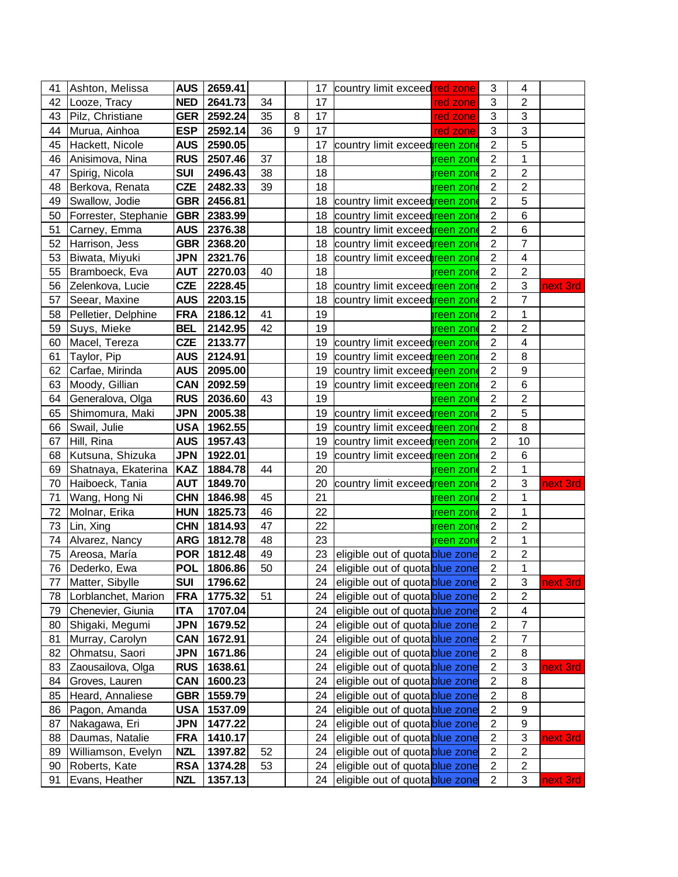| | | | | | | | | | | | |
|---|---|---|---|---|---|---|---|---|---|---|---|
| 41 | Ashton, Melissa | AUS | 2659.41 | | | 17 | country limit exceed | red zone | 3 | 4 | |
| 42 | Looze, Tracy | NED | 2641.73 | 34 | | 17 | | red zone | 3 | 2 | |
| 43 | Pilz, Christiane | GER | 2592.24 | 35 | 8 | 17 | | red zone | 3 | 3 | |
| 44 | Murua, Ainhoa | ESP | 2592.14 | 36 | 9 | 17 | | red zone | 3 | 3 | |
| 45 | Hackett, Nicole | AUS | 2590.05 | | | 17 | country limit exceed | green zone | 2 | 5 | |
| 46 | Anisimova, Nina | RUS | 2507.46 | 37 | | 18 | | green zone | 2 | 1 | |
| 47 | Spirig, Nicola | SUI | 2496.43 | 38 | | 18 | | green zone | 2 | 2 | |
| 48 | Berkova, Renata | CZE | 2482.33 | 39 | | 18 | | green zone | 2 | 2 | |
| 49 | Swallow, Jodie | GBR | 2456.81 | | | 18 | country limit exceed | green zone | 2 | 5 | |
| 50 | Forrester, Stephanie | GBR | 2383.99 | | | 18 | country limit exceed | green zone | 2 | 6 | |
| 51 | Carney, Emma | AUS | 2376.38 | | | 18 | country limit exceed | green zone | 2 | 6 | |
| 52 | Harrison, Jess | GBR | 2368.20 | | | 18 | country limit exceed | green zone | 2 | 7 | |
| 53 | Biwata, Miyuki | JPN | 2321.76 | | | 18 | country limit exceed | green zone | 2 | 4 | |
| 55 | Bramboeck, Eva | AUT | 2270.03 | 40 | | 18 | | green zone | 2 | 2 | |
| 56 | Zelenkova, Lucie | CZE | 2228.45 | | | 18 | country limit exceed | green zone | 2 | 3 | next 3rd |
| 57 | Seear, Maxine | AUS | 2203.15 | | | 18 | country limit exceed | green zone | 2 | 7 | |
| 58 | Pelletier, Delphine | FRA | 2186.12 | 41 | | 19 | | green zone | 2 | 1 | |
| 59 | Suys, Mieke | BEL | 2142.95 | 42 | | 19 | | green zone | 2 | 2 | |
| 60 | Macel, Tereza | CZE | 2133.77 | | | 19 | country limit exceed | green zone | 2 | 4 | |
| 61 | Taylor, Pip | AUS | 2124.91 | | | 19 | country limit exceed | green zone | 2 | 8 | |
| 62 | Carfae, Mirinda | AUS | 2095.00 | | | 19 | country limit exceed | green zone | 2 | 9 | |
| 63 | Moody, Gillian | CAN | 2092.59 | | | 19 | country limit exceed | green zone | 2 | 6 | |
| 64 | Generalova, Olga | RUS | 2036.60 | 43 | | 19 | | green zone | 2 | 2 | |
| 65 | Shimomura, Maki | JPN | 2005.38 | | | 19 | country limit exceed | green zone | 2 | 5 | |
| 66 | Swail, Julie | USA | 1962.55 | | | 19 | country limit exceed | green zone | 2 | 8 | |
| 67 | Hill, Rina | AUS | 1957.43 | | | 19 | country limit exceed | green zone | 2 | 10 | |
| 68 | Kutsuna, Shizuka | JPN | 1922.01 | | | 19 | country limit exceed | green zone | 2 | 6 | |
| 69 | Shatnaya, Ekaterina | KAZ | 1884.78 | 44 | | 20 | | green zone | 2 | 1 | |
| 70 | Haiboeck, Tania | AUT | 1849.70 | | | 20 | country limit exceed | green zone | 2 | 3 | next 3rd |
| 71 | Wang, Hong Ni | CHN | 1846.98 | 45 | | 21 | | green zone | 2 | 1 | |
| 72 | Molnar, Erika | HUN | 1825.73 | 46 | | 22 | | green zone | 2 | 1 | |
| 73 | Lin, Xing | CHN | 1814.93 | 47 | | 22 | | green zone | 2 | 2 | |
| 74 | Alvarez, Nancy | ARG | 1812.78 | 48 | | 23 | | green zone | 2 | 1 | |
| 75 | Areosa, María | POR | 1812.48 | 49 | | 23 | eligible out of quota | blue zone | 2 | 2 | |
| 76 | Dederko, Ewa | POL | 1806.86 | 50 | | 24 | eligible out of quota | blue zone | 2 | 1 | |
| 77 | Matter, Sibylle | SUI | 1796.62 | | | 24 | eligible out of quota | blue zone | 2 | 3 | next 3rd |
| 78 | Lorblanchet, Marion | FRA | 1775.32 | 51 | | 24 | eligible out of quota | blue zone | 2 | 2 | |
| 79 | Chenevier, Giunia | ITA | 1707.04 | | | 24 | eligible out of quota | blue zone | 2 | 4 | |
| 80 | Shigaki, Megumi | JPN | 1679.52 | | | 24 | eligible out of quota | blue zone | 2 | 7 | |
| 81 | Murray, Carolyn | CAN | 1672.91 | | | 24 | eligible out of quota | blue zone | 2 | 7 | |
| 82 | Ohmatsu, Saori | JPN | 1671.86 | | | 24 | eligible out of quota | blue zone | 2 | 8 | |
| 83 | Zaousailova, Olga | RUS | 1638.61 | | | 24 | eligible out of quota | blue zone | 2 | 3 | next 3rd |
| 84 | Groves, Lauren | CAN | 1600.23 | | | 24 | eligible out of quota | blue zone | 2 | 8 | |
| 85 | Heard, Annaliese | GBR | 1559.79 | | | 24 | eligible out of quota | blue zone | 2 | 8 | |
| 86 | Pagon, Amanda | USA | 1537.09 | | | 24 | eligible out of quota | blue zone | 2 | 9 | |
| 87 | Nakagawa, Eri | JPN | 1477.22 | | | 24 | eligible out of quota | blue zone | 2 | 9 | |
| 88 | Daumas, Natalie | FRA | 1410.17 | | | 24 | eligible out of quota | blue zone | 2 | 3 | next 3rd |
| 89 | Williamson, Evelyn | NZL | 1397.82 | 52 | | 24 | eligible out of quota | blue zone | 2 | 2 | |
| 90 | Roberts, Kate | RSA | 1374.28 | 53 | | 24 | eligible out of quota | blue zone | 2 | 2 | |
| 91 | Evans, Heather | NZL | 1357.13 | | | 24 | eligible out of quota | blue zone | 2 | 3 | next 3rd |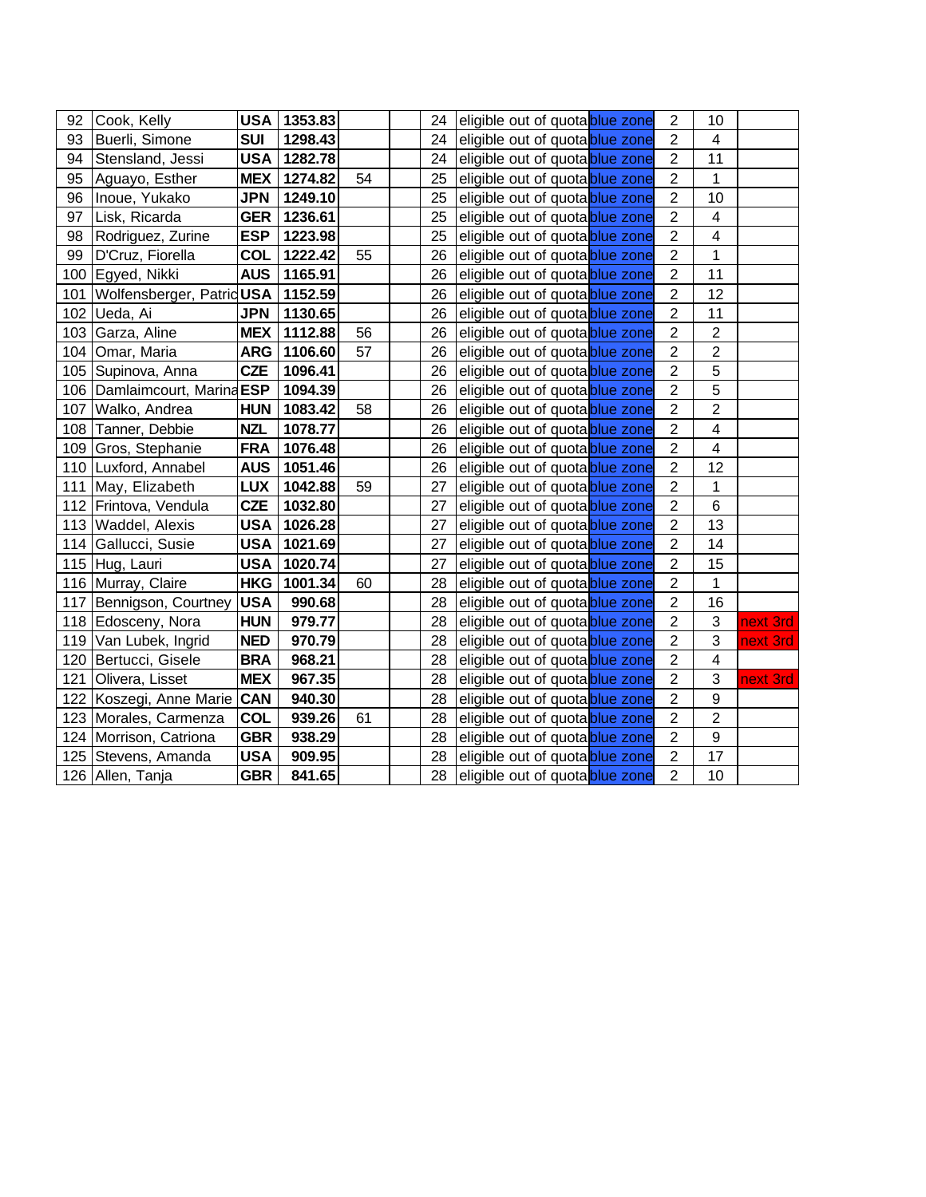| | | | | | | | | | | | |
|---|---|---|---|---|---|---|---|---|---|---|---|
| 92 | Cook, Kelly | USA | **1353.83** | | | 24 | eligible out of quota | blue zone | 2 | 10 | |
| 93 | Buerli, Simone | SUI | **1298.43** | | | 24 | eligible out of quota | blue zone | 2 | 4 | |
| 94 | Stensland, Jessi | USA | **1282.78** | | | 24 | eligible out of quota | blue zone | 2 | 11 | |
| 95 | Aguayo, Esther | MEX | **1274.82** | 54 | | 25 | eligible out of quota | blue zone | 2 | 1 | |
| 96 | Inoue, Yukako | JPN | **1249.10** | | | 25 | eligible out of quota | blue zone | 2 | 10 | |
| 97 | Lisk, Ricarda | GER | **1236.61** | | | 25 | eligible out of quota | blue zone | 2 | 4 | |
| 98 | Rodriguez, Zurine | ESP | **1223.98** | | | 25 | eligible out of quota | blue zone | 2 | 4 | |
| 99 | D'Cruz, Fiorella | COL | **1222.42** | 55 | | 26 | eligible out of quota | blue zone | 2 | 1 | |
| 100 | Egyed, Nikki | AUS | **1165.91** | | | 26 | eligible out of quota | blue zone | 2 | 11 | |
| 101 | Wolfensberger, Patric | USA | **1152.59** | | | 26 | eligible out of quota | blue zone | 2 | 12 | |
| 102 | Ueda, Ai | JPN | **1130.65** | | | 26 | eligible out of quota | blue zone | 2 | 11 | |
| 103 | Garza, Aline | MEX | **1112.88** | 56 | | 26 | eligible out of quota | blue zone | 2 | 2 | |
| 104 | Omar, Maria | ARG | **1106.60** | 57 | | 26 | eligible out of quota | blue zone | 2 | 2 | |
| 105 | Supinova, Anna | CZE | **1096.41** | | | 26 | eligible out of quota | blue zone | 2 | 5 | |
| 106 | Damlaimcourt, Marina | ESP | **1094.39** | | | 26 | eligible out of quota | blue zone | 2 | 5 | |
| 107 | Walko, Andrea | HUN | **1083.42** | 58 | | 26 | eligible out of quota | blue zone | 2 | 2 | |
| 108 | Tanner, Debbie | NZL | **1078.77** | | | 26 | eligible out of quota | blue zone | 2 | 4 | |
| 109 | Gros, Stephanie | FRA | **1076.48** | | | 26 | eligible out of quota | blue zone | 2 | 4 | |
| 110 | Luxford, Annabel | AUS | **1051.46** | | | 26 | eligible out of quota | blue zone | 2 | 12 | |
| 111 | May, Elizabeth | LUX | **1042.88** | 59 | | 27 | eligible out of quota | blue zone | 2 | 1 | |
| 112 | Frintova, Vendula | CZE | **1032.80** | | | 27 | eligible out of quota | blue zone | 2 | 6 | |
| 113 | Waddel, Alexis | USA | **1026.28** | | | 27 | eligible out of quota | blue zone | 2 | 13 | |
| 114 | Gallucci, Susie | USA | **1021.69** | | | 27 | eligible out of quota | blue zone | 2 | 14 | |
| 115 | Hug, Lauri | USA | **1020.74** | | | 27 | eligible out of quota | blue zone | 2 | 15 | |
| 116 | Murray, Claire | HKG | **1001.34** | 60 | | 28 | eligible out of quota | blue zone | 2 | 1 | |
| 117 | Bennigson, Courtney | USA | **990.68** | | | 28 | eligible out of quota | blue zone | 2 | 16 | |
| 118 | Edosceny, Nora | HUN | **979.77** | | | 28 | eligible out of quota | blue zone | 2 | 3 | next 3rd |
| 119 | Van Lubek, Ingrid | NED | **970.79** | | | 28 | eligible out of quota | blue zone | 2 | 3 | next 3rd |
| 120 | Bertucci, Gisele | BRA | **968.21** | | | 28 | eligible out of quota | blue zone | 2 | 4 | |
| 121 | Olivera, Lisset | MEX | **967.35** | | | 28 | eligible out of quota | blue zone | 2 | 3 | next 3rd |
| 122 | Koszegi, Anne Marie | CAN | **940.30** | | | 28 | eligible out of quota | blue zone | 2 | 9 | |
| 123 | Morales, Carmenza | COL | **939.26** | 61 | | 28 | eligible out of quota | blue zone | 2 | 2 | |
| 124 | Morrison, Catriona | GBR | **938.29** | | | 28 | eligible out of quota | blue zone | 2 | 9 | |
| 125 | Stevens, Amanda | USA | **909.95** | | | 28 | eligible out of quota | blue zone | 2 | 17 | |
| 126 | Allen, Tanja | GBR | **841.65** | | | 28 | eligible out of quota | blue zone | 2 | 10 | |